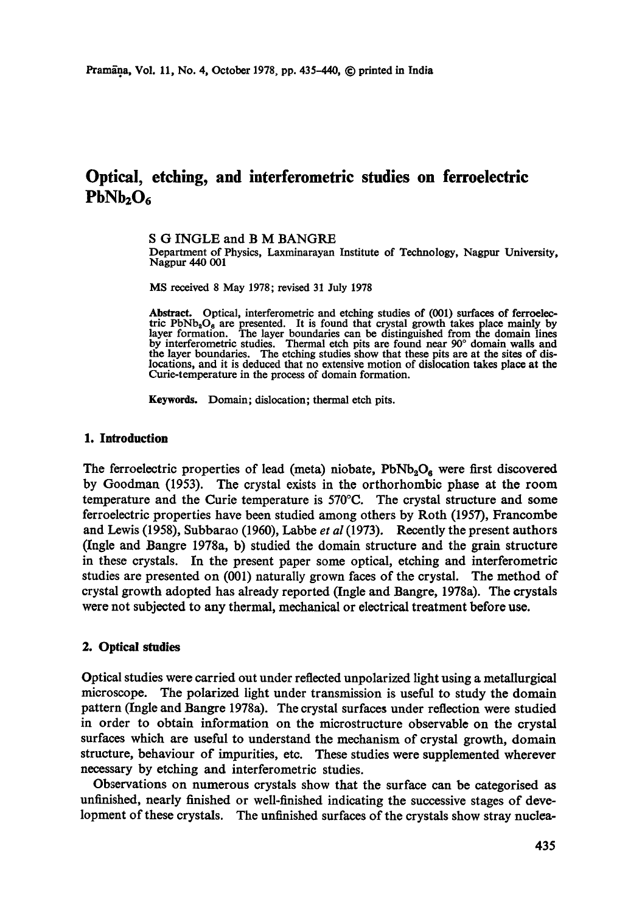# Optical, etching, and interferometric studies on ferroelectric $PbNb_2O_6$

S G INGLE and B M BANGRE

Department of Physics, Laxminarayan Institute of Technology, Nagpur University, Nagpur 440 001

MS received 8 May 1978; revised 31 July 1978

**Abstract.** Optical, interferometric and etching studies of (001) surfaces of ferroelectric $PbNb_2O_6$ are presented. It is found that crystal growth takes place mainly by layer formation. The layer boundaries can be distinguished from the domain lines by interferometric studies. Thermal etch pits are found near 90° domain walls and the layer boundaries. The etching studies show that these pits are at the sites of dislocations, and it is deduced that no extensive motion of dislocation takes place at the Curie-temperature in the process of domain formation.

**Keywords.** Domain; dislocation; thermal etch pits.

## 1. Introduction

The ferroelectric properties of lead (meta) niobate, $PbNb_2O_6$ were first discovered by Goodman (1953). The crystal exists in the orthorhombic phase at the room temperature and the Curie temperature is 570°C. The crystal structure and some ferroelectric properties have been studied among others by Roth (1957), Francombe and Lewis (1958), Subbarao (1960), Labbe *et al* (1973). Recently the present authors (Ingle and Bangre 1978a, b) studied the domain structure and the grain structure in these crystals. In the present paper some optical, etching and interferometric studies are presented on (001) naturally grown faces of the crystal. The method of crystal growth adopted has already reported (Ingle and Bangre, 1978a). The crystals were not subjected to any thermal, mechanical or electrical treatment before use.

## 2. Optical studies

Optical studies were carried out under reflected unpolarized light using a metallurgical microscope. The polarized light under transmission is useful to study the domain pattern (Ingle and Bangre 1978a). The crystal surfaces under reflection were studied in order to obtain information on the microstructure observable on the crystal surfaces which are useful to understand the mechanism of crystal growth, domain structure, behaviour of impurities, etc. These studies were supplemented wherever necessary by etching and interferometric studies.

Observations on numerous crystals show that the surface can be categorised as unfinished, nearly finished or well-finished indicating the successive stages of development of these crystals. The unfinished surfaces of the crystals show stray nuclea-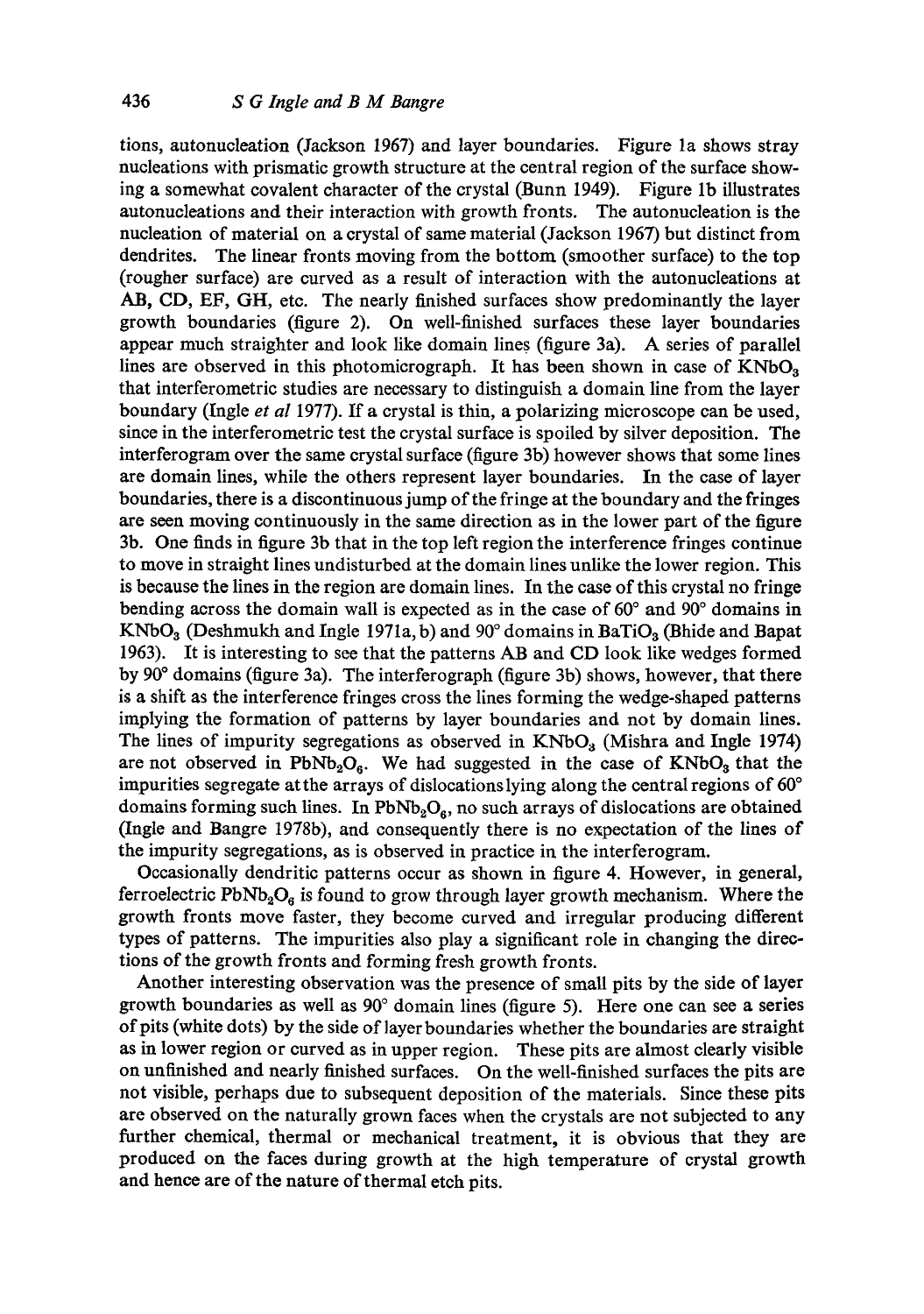tions, autonucleation (Jackson 1967) and layer boundaries. Figure 1a shows stray nucleations with prismatic growth structure at the central region of the surface showing a somewhat covalent character of the crystal (Bunn 1949). Figure 1b illustrates autonucleations and their interaction with growth fronts. The autonucleation is the nucleation of material on a crystal of same material (Jackson 1967) but distinct from dendrites. The linear fronts moving from the bottom (smoother surface) to the top (rougher surface) are curved as a result of interaction with the autonucleations at AB, CD, EF, GH, etc. The nearly finished surfaces show predominantly the layer growth boundaries (figure 2). On well-finished surfaces these layer boundaries appear much straighter and look like domain lines (figure 3a). A series of parallel lines are observed in this photomicrograph. It has been shown in case of $KNbO_3$ that interferometric studies are necessary to distinguish a domain line from the layer boundary (Ingle *et al* 1977). If a crystal is thin, a polarizing microscope can be used, since in the interferometric test the crystal surface is spoiled by silver deposition. The interferogram over the same crystal surface (figure 3b) however shows that some lines are domain lines, while the others represent layer boundaries. In the case of layer boundaries, there is a discontinuous jump of the fringe at the boundary and the fringes are seen moving continuously in the same direction as in the lower part of the figure 3b. One finds in figure 3b that in the top left region the interference fringes continue to move in straight lines undisturbed at the domain lines unlike the lower region. This is because the lines in the region are domain lines. In the case of this crystal no fringe bending across the domain wall is expected as in the case of 60° and 90° domains in $KNbO_3$ (Deshmukh and Ingle 1971a, b) and 90° domains in $BaTiO_3$ (Bhide and Bapat 1963). It is interesting to see that the patterns AB and CD look like wedges formed by 90° domains (figure 3a). The interferograph (figure 3b) shows, however, that there is a shift as the interference fringes cross the lines forming the wedge-shaped patterns implying the formation of patterns by layer boundaries and not by domain lines. The lines of impurity segregations as observed in $KNbO_3$ (Mishra and Ingle 1974) are not observed in $PbNb_2O_6$. We had suggested in the case of $KNbO_3$ that the impurities segregate at the arrays of dislocations lying along the central regions of 60° domains forming such lines. In $PbNb_2O_6$, no such arrays of dislocations are obtained (Ingle and Bangre 1978b), and consequently there is no expectation of the lines of the impurity segregations, as is observed in practice in the interferogram.

Occasionally dendritic patterns occur as shown in figure 4. However, in general, ferroelectric $PbNb_2O_6$ is found to grow through layer growth mechanism. Where the growth fronts move faster, they become curved and irregular producing different types of patterns. The impurities also play a significant role in changing the directions of the growth fronts and forming fresh growth fronts.

Another interesting observation was the presence of small pits by the side of layer growth boundaries as well as 90° domain lines (figure 5). Here one can see a series of pits (white dots) by the side of layer boundaries whether the boundaries are straight as in lower region or curved as in upper region. These pits are almost clearly visible on unfinished and nearly finished surfaces. On the well-finished surfaces the pits are not visible, perhaps due to subsequent deposition of the materials. Since these pits are observed on the naturally grown faces when the crystals are not subjected to any further chemical, thermal or mechanical treatment, it is obvious that they are produced on the faces during growth at the high temperature of crystal growth and hence are of the nature of thermal etch pits.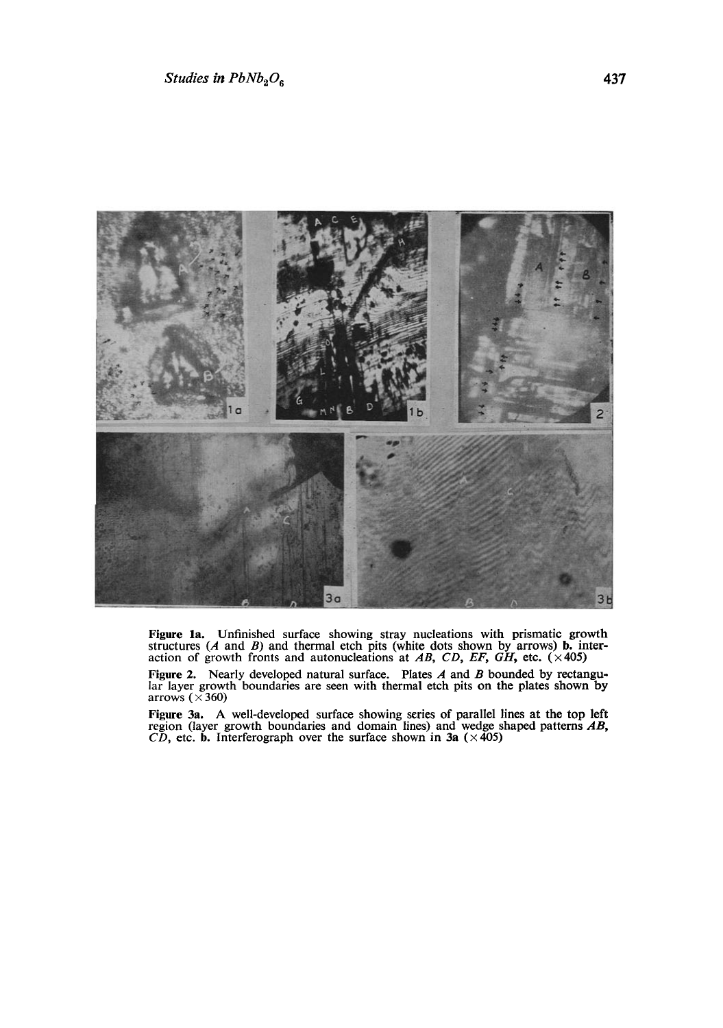**Figure 1a.** Unfinished surface showing stray nucleations with prismatic growth structures (*A* and *B*) and thermal etch pits (white dots shown by arrows) **b.** interaction of growth fronts and autonucleations at *AB*, *CD*, *EF*, *GH*, etc. (×405)

**Figure 2.** Nearly developed natural surface. Plates *A* and *B* bounded by rectangular layer growth boundaries are seen with thermal etch pits on the plates shown by arrows (×360)

**Figure 3a.** A well-developed surface showing series of parallel lines at the top left region (layer growth boundaries and domain lines) and wedge shaped patterns *AB*, *CD*, etc. **b.** Interferograph over the surface shown in **3a** (×405)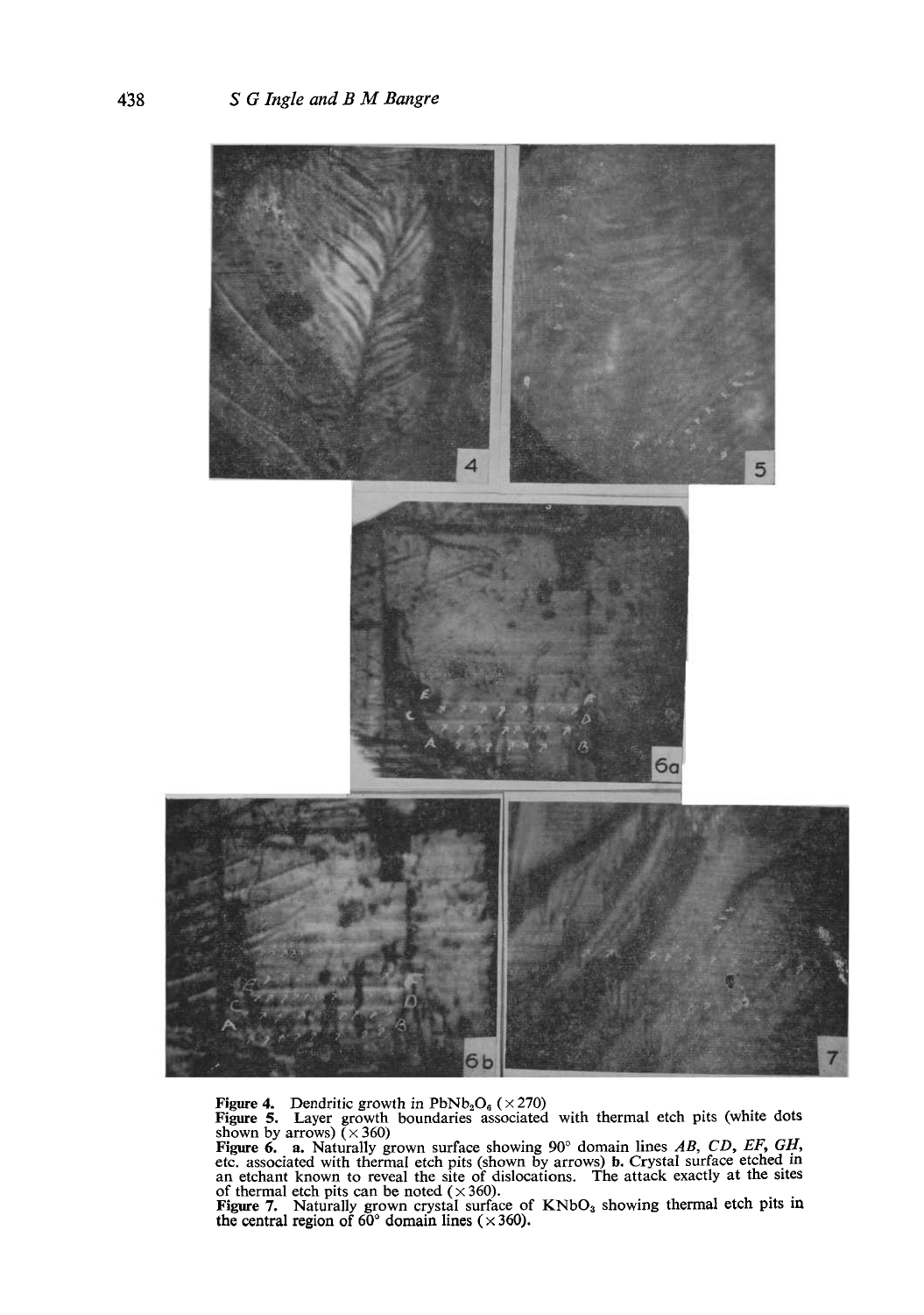**Figure 4.** Dendritic growth in $PbNb_2O_6$ ($\times 270$)

**Figure 5.** Layer growth boundaries associated with thermal etch pits (white dots shown by arrows) ($\times 360$)

**Figure 6.** **a.** Naturally grown surface showing 90° domain lines *AB*, *CD*, *EF*, *GH*, etc. associated with thermal etch pits (shown by arrows) **b.** Crystal surface etched in an etchant known to reveal the site of dislocations. The attack exactly at the sites of thermal etch pits can be noted ($\times 360$).

**Figure 7.** Naturally grown crystal surface of $KNbO_3$ showing thermal etch pits in the central region of 60° domain lines ($\times 360$).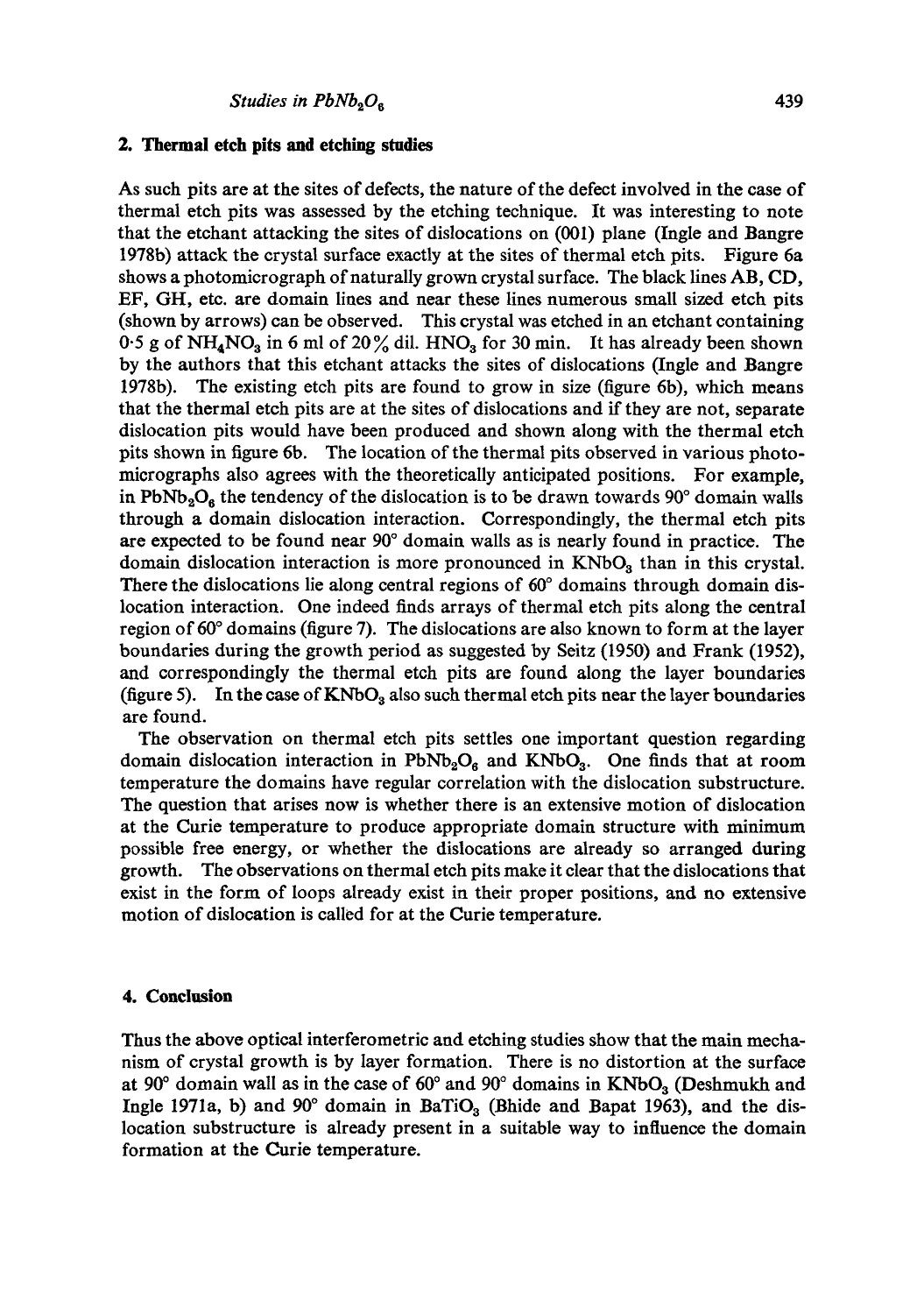## 2. Thermal etch pits and etching studies

As such pits are at the sites of defects, the nature of the defect involved in the case of thermal etch pits was assessed by the etching technique. It was interesting to note that the etchant attacking the sites of dislocations on (001) plane (Ingle and Bangre 1978b) attack the crystal surface exactly at the sites of thermal etch pits. Figure 6a shows a photomicrograph of naturally grown crystal surface. The black lines AB, CD, EF, GH, etc. are domain lines and near these lines numerous small sized etch pits (shown by arrows) can be observed. This crystal was etched in an etchant containing 0·5 g of $NH_4NO_3$ in 6 ml of 20% dil. $HNO_3$ for 30 min. It has already been shown by the authors that this etchant attacks the sites of dislocations (Ingle and Bangre 1978b). The existing etch pits are found to grow in size (figure 6b), which means that the thermal etch pits are at the sites of dislocations and if they are not, separate dislocation pits would have been produced and shown along with the thermal etch pits shown in figure 6b. The location of the thermal pits observed in various photomicrographs also agrees with the theoretically anticipated positions. For example, in $PbNb_2O_6$ the tendency of the dislocation is to be drawn towards 90° domain walls through a domain dislocation interaction. Correspondingly, the thermal etch pits are expected to be found near 90° domain walls as is nearly found in practice. The domain dislocation interaction is more pronounced in $KNbO_3$ than in this crystal. There the dislocations lie along central regions of 60° domains through domain dislocation interaction. One indeed finds arrays of thermal etch pits along the central region of 60° domains (figure 7). The dislocations are also known to form at the layer boundaries during the growth period as suggested by Seitz (1950) and Frank (1952), and correspondingly the thermal etch pits are found along the layer boundaries (figure 5). In the case of $KNbO_3$ also such thermal etch pits near the layer boundaries are found.

The observation on thermal etch pits settles one important question regarding domain dislocation interaction in $PbNb_2O_6$ and $KNbO_3$. One finds that at room temperature the domains have regular correlation with the dislocation substructure. The question that arises now is whether there is an extensive motion of dislocation at the Curie temperature to produce appropriate domain structure with minimum possible free energy, or whether the dislocations are already so arranged during growth. The observations on thermal etch pits make it clear that the dislocations that exist in the form of loops already exist in their proper positions, and no extensive motion of dislocation is called for at the Curie temperature.

## 4. Conclusion

Thus the above optical interferometric and etching studies show that the main mechanism of crystal growth is by layer formation. There is no distortion at the surface at 90° domain wall as in the case of 60° and 90° domains in $KNbO_3$ (Deshmukh and Ingle 1971a, b) and 90° domain in $BaTiO_3$ (Bhide and Bapat 1963), and the dislocation substructure is already present in a suitable way to influence the domain formation at the Curie temperature.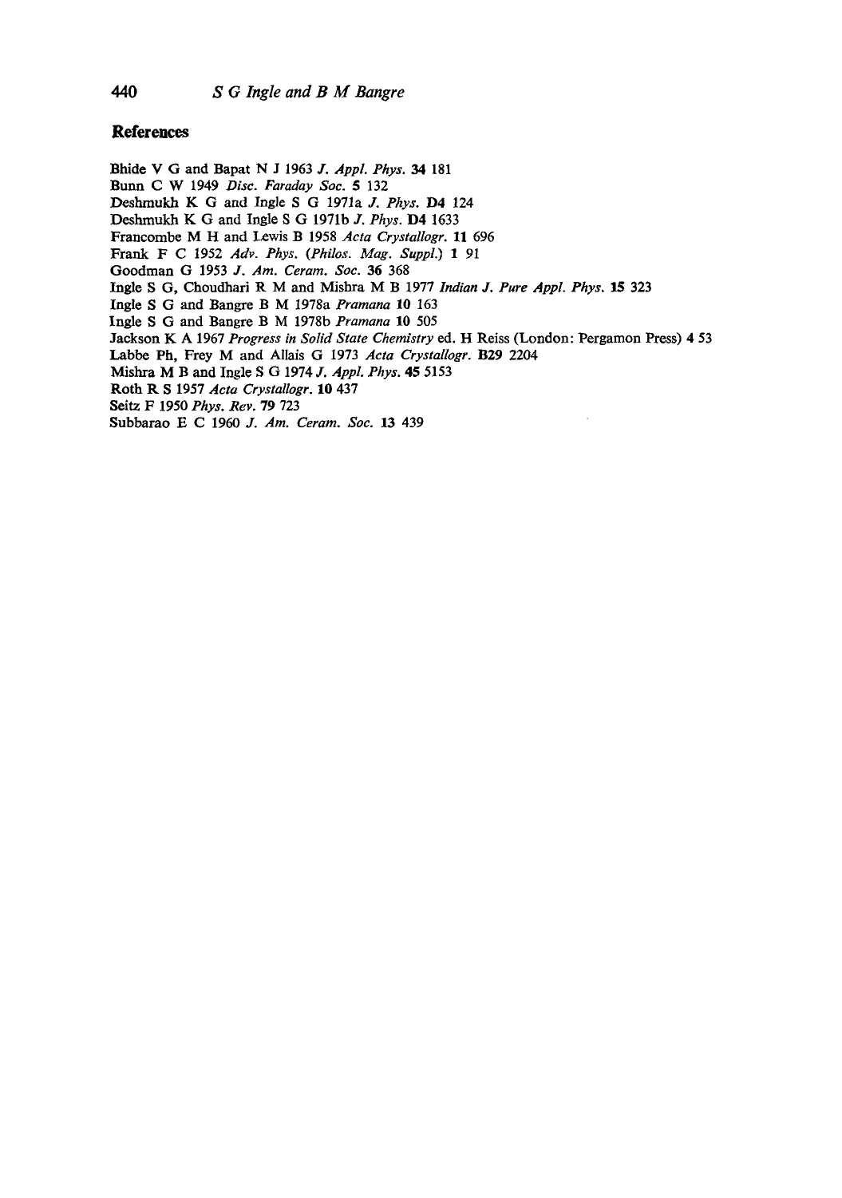## References

Bhide V G and Bapat N J 1963 *J. Appl. Phys.* **34** 181
Bunn C W 1949 *Disc. Faraday Soc.* **5** 132
Deshmukh K G and Ingle S G 1971a *J. Phys.* **D4** 124
Deshmukh K G and Ingle S G 1971b *J. Phys.* **D4** 1633
Francombe M H and Lewis B 1958 *Acta Crystallogr.* **11** 696
Frank F C 1952 *Adv. Phys.* (*Philos. Mag. Suppl.*) **1** 91
Goodman G 1953 *J. Am. Ceram. Soc.* **36** 368
Ingle S G, Choudhari R M and Mishra M B 1977 *Indian J. Pure Appl. Phys.* **15** 323
Ingle S G and Bangre B M 1978a *Pramana* **10** 163
Ingle S G and Bangre B M 1978b *Pramana* **10** 505
Jackson K A 1967 *Progress in Solid State Chemistry* ed. H Reiss (London: Pergamon Press) **4** 53
Labbe Ph, Frey M and Allais G 1973 *Acta Crystallogr.* **B29** 2204
Mishra M B and Ingle S G 1974 *J. Appl. Phys.* **45** 5153
Roth R S 1957 *Acta Crystallogr.* **10** 437
Seitz F 1950 *Phys. Rev.* **79** 723
Subbarao E C 1960 *J. Am. Ceram. Soc.* **13** 439